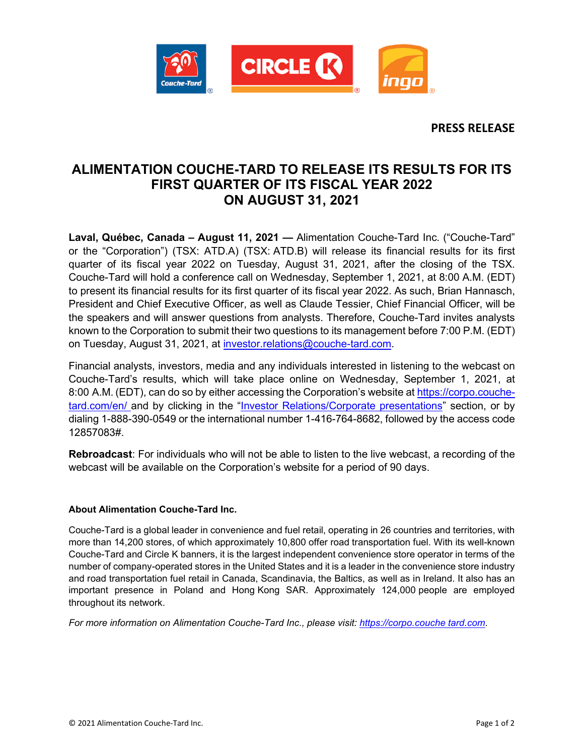**PRESS RELEASE**

# ALIMENTATION COUCHE-TARD TO RELEASE ITS RESULTS FOR ITS FIRST QUARTER OF ITS FISCAL YEAR 2022 ON AUGUST 31, 2021

**Laval, Québec, Canada – August 11, 2021 —** Alimentation Couche-Tard Inc. ("Couche-Tard" or the "Corporation") (TSX: ATD.A) (TSX: ATD.B) will release its financial results for its first quarter of its fiscal year 2022 on Tuesday, August 31, 2021, after the closing of the TSX. Couche-Tard will hold a conference call on Wednesday, September 1, 2021, at 8:00 A.M. (EDT) to present its financial results for its first quarter of its fiscal year 2022. As such, Brian Hannasch, President and Chief Executive Officer, as well as Claude Tessier, Chief Financial Officer, will be the speakers and will answer questions from analysts. Therefore, Couche-Tard invites analysts known to the Corporation to submit their two questions to its management before 7:00 P.M. (EDT) on Tuesday, August 31, 2021, at investor.relations@couche-tard.com.

Financial analysts, investors, media and any individuals interested in listening to the webcast on Couche-Tard's results, which will take place online on Wednesday, September 1, 2021, at 8:00 A.M. (EDT), can do so by either accessing the Corporation's website at https://corpo.couche-tard.com/en/ and by clicking in the "Investor Relations/Corporate presentations" section, or by dialing 1-888-390-0549 or the international number 1-416-764-8682, followed by the access code 12857083#.

**Rebroadcast**: For individuals who will not be able to listen to the live webcast, a recording of the webcast will be available on the Corporation's website for a period of 90 days.

**About Alimentation Couche-Tard Inc.**

Couche-Tard is a global leader in convenience and fuel retail, operating in 26 countries and territories, with more than 14,200 stores, of which approximately 10,800 offer road transportation fuel. With its well-known Couche-Tard and Circle K banners, it is the largest independent convenience store operator in terms of the number of company-operated stores in the United States and it is a leader in the convenience store industry and road transportation fuel retail in Canada, Scandinavia, the Baltics, as well as in Ireland. It also has an important presence in Poland and Hong Kong SAR. Approximately 124,000 people are employed throughout its network.

*For more information on Alimentation Couche-Tard Inc., please visit: https://corpo.couche tard.com.*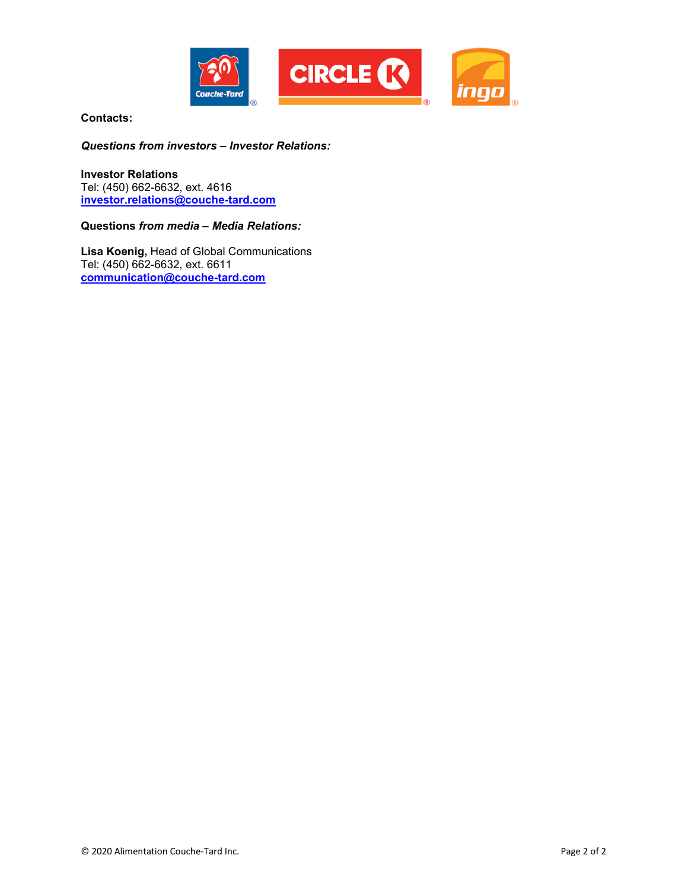**Contacts:**

***Questions from investors – Investor Relations:***

**Investor Relations**
Tel: (450) 662-6632, ext. 4616
**investor.relations@couche-tard.com**

**Questions *from media – Media Relations:***

**Lisa Koenig,** Head of Global Communications
Tel: (450) 662-6632, ext. 6611
**communication@couche-tard.com**